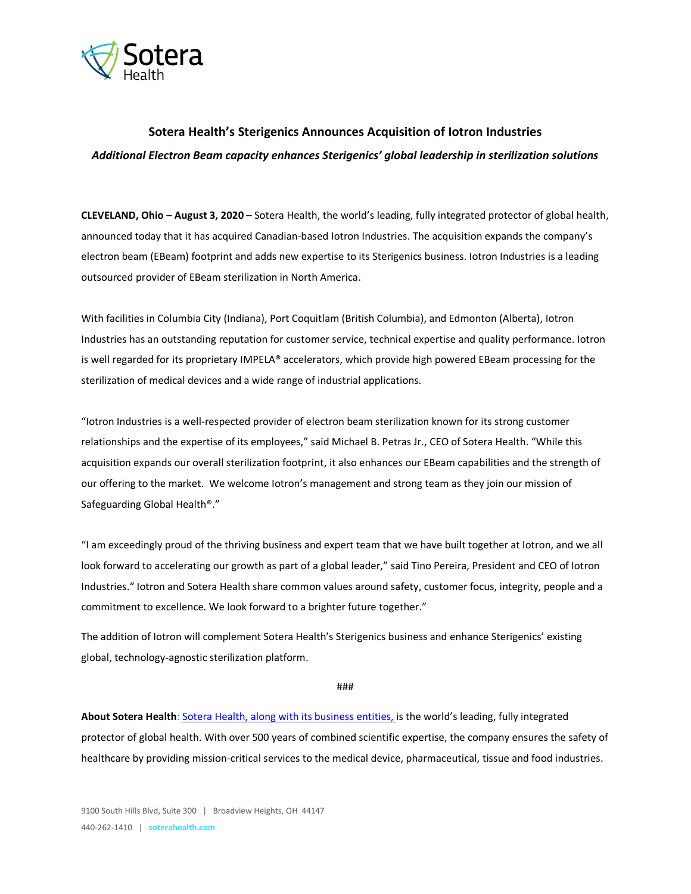# Sotera Health’s Sterigenics Announces Acquisition of Iotron Industries

***Additional Electron Beam capacity enhances Sterigenics’ global leadership in sterilization solutions***

**CLEVELAND, Ohio** – **August 3, 2020** – Sotera Health, the world’s leading, fully integrated protector of global health, announced today that it has acquired Canadian-based Iotron Industries. The acquisition expands the company’s electron beam (EBeam) footprint and adds new expertise to its Sterigenics business. Iotron Industries is a leading outsourced provider of EBeam sterilization in North America.

With facilities in Columbia City (Indiana), Port Coquitlam (British Columbia), and Edmonton (Alberta), Iotron Industries has an outstanding reputation for customer service, technical expertise and quality performance. Iotron is well regarded for its proprietary IMPELA® accelerators, which provide high powered EBeam processing for the sterilization of medical devices and a wide range of industrial applications.

“Iotron Industries is a well-respected provider of electron beam sterilization known for its strong customer relationships and the expertise of its employees,” said Michael B. Petras Jr., CEO of Sotera Health. “While this acquisition expands our overall sterilization footprint, it also enhances our EBeam capabilities and the strength of our offering to the market. We welcome Iotron’s management and strong team as they join our mission of Safeguarding Global Health®.”

“I am exceedingly proud of the thriving business and expert team that we have built together at Iotron, and we all look forward to accelerating our growth as part of a global leader,” said Tino Pereira, President and CEO of Iotron Industries.“ Iotron and Sotera Health share common values around safety, customer focus, integrity, people and a commitment to excellence. We look forward to a brighter future together.”

The addition of Iotron will complement Sotera Health’s Sterigenics business and enhance Sterigenics’ existing global, technology-agnostic sterilization platform.

###

**About Sotera Health**: Sotera Health, along with its business entities, is the world’s leading, fully integrated protector of global health. With over 500 years of combined scientific expertise, the company ensures the safety of healthcare by providing mission-critical services to the medical device, pharmaceutical, tissue and food industries.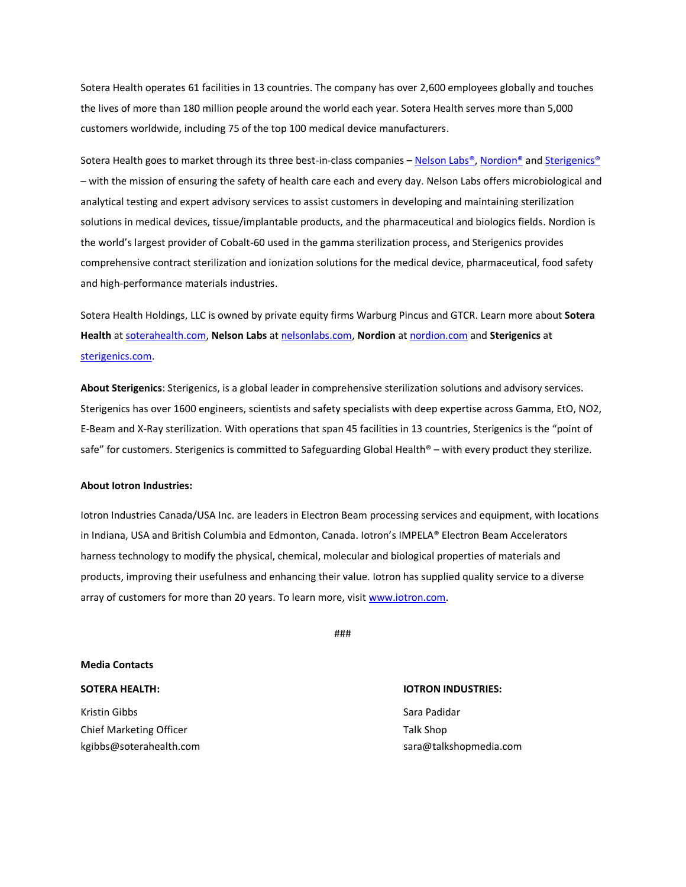Sotera Health operates 61 facilities in 13 countries. The company has over 2,600 employees globally and touches the lives of more than 180 million people around the world each year. Sotera Health serves more than 5,000 customers worldwide, including 75 of the top 100 medical device manufacturers.

Sotera Health goes to market through its three best-in-class companies – Nelson Labs®, Nordion® and Sterigenics® – with the mission of ensuring the safety of health care each and every day. Nelson Labs offers microbiological and analytical testing and expert advisory services to assist customers in developing and maintaining sterilization solutions in medical devices, tissue/implantable products, and the pharmaceutical and biologics fields. Nordion is the world's largest provider of Cobalt-60 used in the gamma sterilization process, and Sterigenics provides comprehensive contract sterilization and ionization solutions for the medical device, pharmaceutical, food safety and high-performance materials industries.

Sotera Health Holdings, LLC is owned by private equity firms Warburg Pincus and GTCR. Learn more about **Sotera Health** at soterahealth.com, **Nelson Labs** at nelsonlabs.com, **Nordion** at nordion.com and **Sterigenics** at sterigenics.com.

**About Sterigenics**: Sterigenics, is a global leader in comprehensive sterilization solutions and advisory services. Sterigenics has over 1600 engineers, scientists and safety specialists with deep expertise across Gamma, EtO, NO2, E-Beam and X-Ray sterilization. With operations that span 45 facilities in 13 countries, Sterigenics is the "point of safe" for customers. Sterigenics is committed to Safeguarding Global Health® – with every product they sterilize.

**About Iotron Industries:**

Iotron Industries Canada/USA Inc. are leaders in Electron Beam processing services and equipment, with locations in Indiana, USA and British Columbia and Edmonton, Canada. Iotron's IMPELA® Electron Beam Accelerators harness technology to modify the physical, chemical, molecular and biological properties of materials and products, improving their usefulness and enhancing their value. Iotron has supplied quality service to a diverse array of customers for more than 20 years. To learn more, visit www.iotron.com.

###

**Media Contacts**

**SOTERA HEALTH:**

Kristin Gibbs
Chief Marketing Officer
kgibbs@soterahealth.com

**IOTRON INDUSTRIES:**

Sara Padidar
Talk Shop
sara@talkshopmedia.com